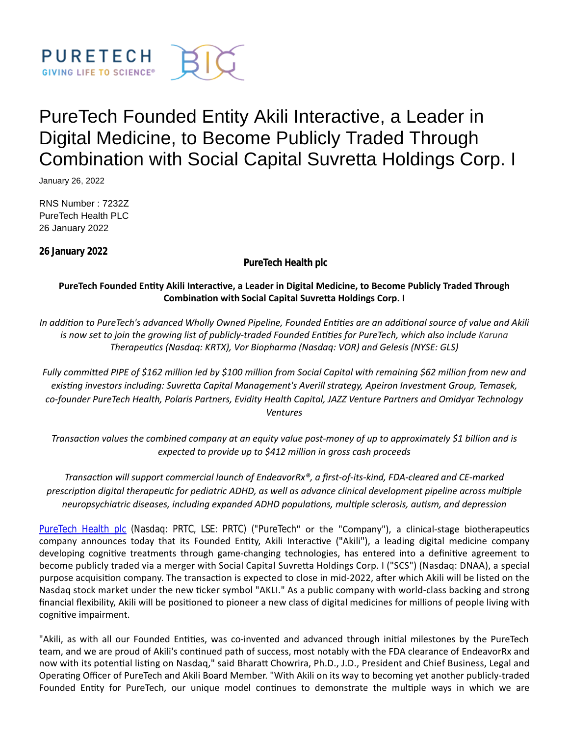# PureTech Founded Entity Akili Interactive, a Leader in Digital Medicine, to Become Publicly Traded Through Combination with Social Capital Suvretta Holdings Corp. I

January 26, 2022

RNS Number : 7232Z
PureTech Health PLC
26 January 2022

**26 January 2022**

**PureTech Health plc**

**PureTech Founded Entity Akili Interactive, a Leader in Digital Medicine, to Become Publicly Traded Through Combination with Social Capital Suvretta Holdings Corp. I**

*In addition to PureTech's advanced Wholly Owned Pipeline, Founded Entities are an additional source of value and Akili is now set to join the growing list of publicly-traded Founded Entities for PureTech, which also include Karuna Therapeutics (Nasdaq: KRTX), Vor Biopharma (Nasdaq: VOR) and Gelesis (NYSE: GLS)*

*Fully committed PIPE of $162 million led by $100 million from Social Capital with remaining $62 million from new and existing investors including: Suvretta Capital Management's Averill strategy, Apeiron Investment Group, Temasek, co-founder PureTech Health, Polaris Partners, Evidity Health Capital, JAZZ Venture Partners and Omidyar Technology Ventures*

*Transaction values the combined company at an equity value post-money of up to approximately $1 billion and is expected to provide up to $412 million in gross cash proceeds*

*Transaction will support commercial launch of EndeavorRx®, a first-of-its-kind, FDA-cleared and CE-marked prescription digital therapeutic for pediatric ADHD, as well as advance clinical development pipeline across multiple neuropsychiatric diseases, including expanded ADHD populations, multiple sclerosis, autism, and depression*

PureTech Health plc (Nasdaq: PRTC, LSE: PRTC) ("PureTech" or the "Company"), a clinical-stage biotherapeutics company announces today that its Founded Entity, Akili Interactive ("Akili"), a leading digital medicine company developing cognitive treatments through game-changing technologies, has entered into a definitive agreement to become publicly traded via a merger with Social Capital Suvretta Holdings Corp. I ("SCS") (Nasdaq: DNAA), a special purpose acquisition company. The transaction is expected to close in mid-2022, after which Akili will be listed on the Nasdaq stock market under the new ticker symbol "AKLI." As a public company with world-class backing and strong financial flexibility, Akili will be positioned to pioneer a new class of digital medicines for millions of people living with cognitive impairment.

"Akili, as with all our Founded Entities, was co-invented and advanced through initial milestones by the PureTech team, and we are proud of Akili's continued path of success, most notably with the FDA clearance of EndeavorRx and now with its potential listing on Nasdaq," said Bharatt Chowrira, Ph.D., J.D., President and Chief Business, Legal and Operating Officer of PureTech and Akili Board Member. "With Akili on its way to becoming yet another publicly-traded Founded Entity for PureTech, our unique model continues to demonstrate the multiple ways in which we are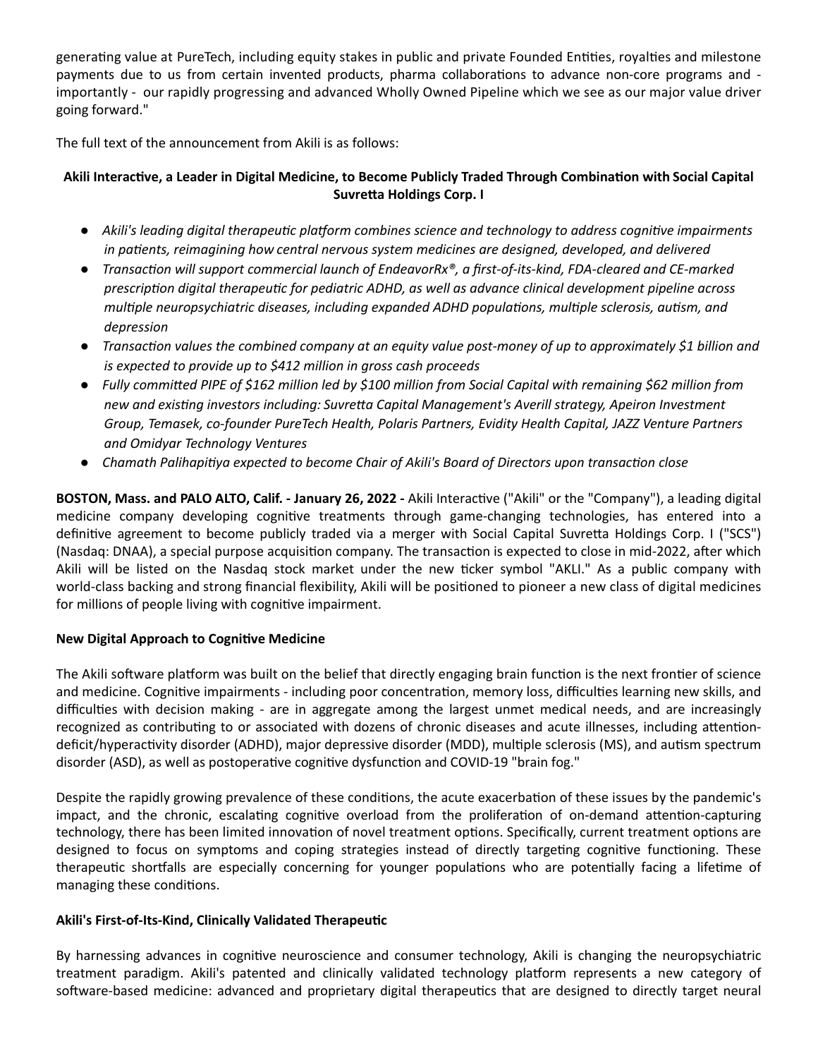generating value at PureTech, including equity stakes in public and private Founded Entities, royalties and milestone payments due to us from certain invented products, pharma collaborations to advance non-core programs and - importantly - our rapidly progressing and advanced Wholly Owned Pipeline which we see as our major value driver going forward."

The full text of the announcement from Akili is as follows:

**Akili Interactive, a Leader in Digital Medicine, to Become Publicly Traded Through Combination with Social Capital Suvretta Holdings Corp. I**

- *Akili's leading digital therapeutic platform combines science and technology to address cognitive impairments in patients, reimagining how central nervous system medicines are designed, developed, and delivered*
- *Transaction will support commercial launch of EndeavorRx®, a first-of-its-kind, FDA-cleared and CE-marked prescription digital therapeutic for pediatric ADHD, as well as advance clinical development pipeline across multiple neuropsychiatric diseases, including expanded ADHD populations, multiple sclerosis, autism, and depression*
- *Transaction values the combined company at an equity value post-money of up to approximately $1 billion and is expected to provide up to $412 million in gross cash proceeds*
- *Fully committed PIPE of $162 million led by $100 million from Social Capital with remaining $62 million from new and existing investors including: Suvretta Capital Management's Averill strategy, Apeiron Investment Group, Temasek, co-founder PureTech Health, Polaris Partners, Evidity Health Capital, JAZZ Venture Partners and Omidyar Technology Ventures*
- *Chamath Palihapitiya expected to become Chair of Akili's Board of Directors upon transaction close*

**BOSTON, Mass. and PALO ALTO, Calif. - January 26, 2022 -** Akili Interactive ("Akili" or the "Company"), a leading digital medicine company developing cognitive treatments through game-changing technologies, has entered into a definitive agreement to become publicly traded via a merger with Social Capital Suvretta Holdings Corp. I ("SCS") (Nasdaq: DNAA), a special purpose acquisition company. The transaction is expected to close in mid-2022, after which Akili will be listed on the Nasdaq stock market under the new ticker symbol "AKLI." As a public company with world-class backing and strong financial flexibility, Akili will be positioned to pioneer a new class of digital medicines for millions of people living with cognitive impairment.

**New Digital Approach to Cognitive Medicine**

The Akili software platform was built on the belief that directly engaging brain function is the next frontier of science and medicine. Cognitive impairments - including poor concentration, memory loss, difficulties learning new skills, and difficulties with decision making - are in aggregate among the largest unmet medical needs, and are increasingly recognized as contributing to or associated with dozens of chronic diseases and acute illnesses, including attention-deficit/hyperactivity disorder (ADHD), major depressive disorder (MDD), multiple sclerosis (MS), and autism spectrum disorder (ASD), as well as postoperative cognitive dysfunction and COVID-19 "brain fog."

Despite the rapidly growing prevalence of these conditions, the acute exacerbation of these issues by the pandemic's impact, and the chronic, escalating cognitive overload from the proliferation of on-demand attention-capturing technology, there has been limited innovation of novel treatment options. Specifically, current treatment options are designed to focus on symptoms and coping strategies instead of directly targeting cognitive functioning. These therapeutic shortfalls are especially concerning for younger populations who are potentially facing a lifetime of managing these conditions.

**Akili's First-of-Its-Kind, Clinically Validated Therapeutic**

By harnessing advances in cognitive neuroscience and consumer technology, Akili is changing the neuropsychiatric treatment paradigm. Akili's patented and clinically validated technology platform represents a new category of software-based medicine: advanced and proprietary digital therapeutics that are designed to directly target neural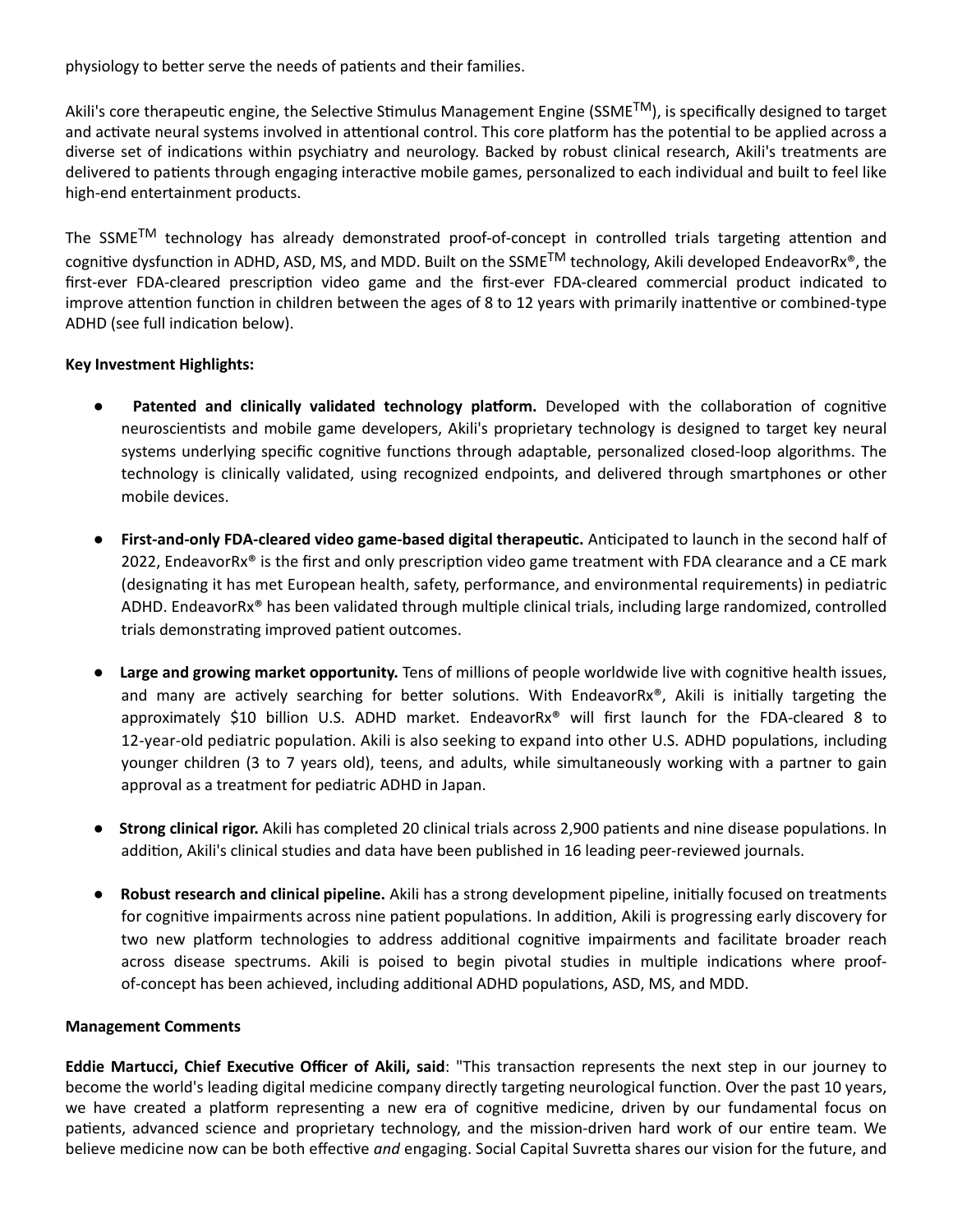physiology to better serve the needs of patients and their families.

Akili's core therapeutic engine, the Selective Stimulus Management Engine (SSME$^{TM}$), is specifically designed to target and activate neural systems involved in attentional control. This core platform has the potential to be applied across a diverse set of indications within psychiatry and neurology. Backed by robust clinical research, Akili's treatments are delivered to patients through engaging interactive mobile games, personalized to each individual and built to feel like high-end entertainment products.

The SSME$^{TM}$ technology has already demonstrated proof-of-concept in controlled trials targeting attention and cognitive dysfunction in ADHD, ASD, MS, and MDD. Built on the SSME$^{TM}$ technology, Akili developed EndeavorRx®, the first-ever FDA-cleared prescription video game and the first-ever FDA-cleared commercial product indicated to improve attention function in children between the ages of 8 to 12 years with primarily inattentive or combined-type ADHD (see full indication below).

**Key Investment Highlights:**

- **Patented and clinically validated technology platform.** Developed with the collaboration of cognitive neuroscientists and mobile game developers, Akili's proprietary technology is designed to target key neural systems underlying specific cognitive functions through adaptable, personalized closed-loop algorithms. The technology is clinically validated, using recognized endpoints, and delivered through smartphones or other mobile devices.

- **First-and-only FDA-cleared video game-based digital therapeutic.** Anticipated to launch in the second half of 2022, EndeavorRx® is the first and only prescription video game treatment with FDA clearance and a CE mark (designating it has met European health, safety, performance, and environmental requirements) in pediatric ADHD. EndeavorRx® has been validated through multiple clinical trials, including large randomized, controlled trials demonstrating improved patient outcomes.

- **Large and growing market opportunity.** Tens of millions of people worldwide live with cognitive health issues, and many are actively searching for better solutions. With EndeavorRx®, Akili is initially targeting the approximately $10 billion U.S. ADHD market. EndeavorRx® will first launch for the FDA-cleared 8 to 12-year-old pediatric population. Akili is also seeking to expand into other U.S. ADHD populations, including younger children (3 to 7 years old), teens, and adults, while simultaneously working with a partner to gain approval as a treatment for pediatric ADHD in Japan.

- **Strong clinical rigor.** Akili has completed 20 clinical trials across 2,900 patients and nine disease populations. In addition, Akili's clinical studies and data have been published in 16 leading peer-reviewed journals.

- **Robust research and clinical pipeline.** Akili has a strong development pipeline, initially focused on treatments for cognitive impairments across nine patient populations. In addition, Akili is progressing early discovery for two new platform technologies to address additional cognitive impairments and facilitate broader reach across disease spectrums. Akili is poised to begin pivotal studies in multiple indications where proof-of-concept has been achieved, including additional ADHD populations, ASD, MS, and MDD.

**Management Comments**

**Eddie Martucci, Chief Executive Officer of Akili, said**: "This transaction represents the next step in our journey to become the world's leading digital medicine company directly targeting neurological function. Over the past 10 years, we have created a platform representing a new era of cognitive medicine, driven by our fundamental focus on patients, advanced science and proprietary technology, and the mission-driven hard work of our entire team. We believe medicine now can be both effective *and* engaging. Social Capital Suvretta shares our vision for the future, and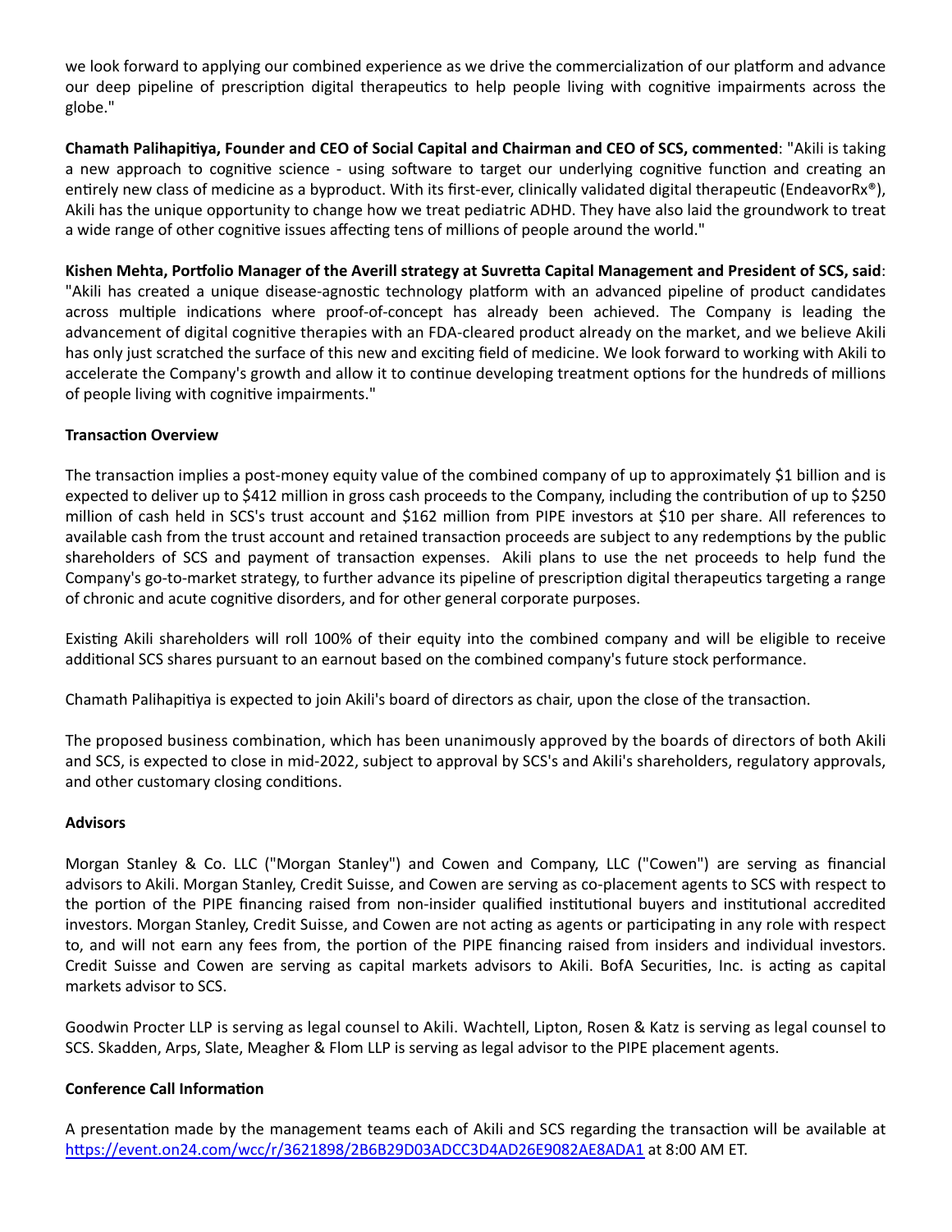we look forward to applying our combined experience as we drive the commercialization of our platform and advance our deep pipeline of prescription digital therapeutics to help people living with cognitive impairments across the globe."

**Chamath Palihapitiya, Founder and CEO of Social Capital and Chairman and CEO of SCS, commented**: "Akili is taking a new approach to cognitive science - using software to target our underlying cognitive function and creating an entirely new class of medicine as a byproduct. With its first-ever, clinically validated digital therapeutic (EndeavorRx®), Akili has the unique opportunity to change how we treat pediatric ADHD. They have also laid the groundwork to treat a wide range of other cognitive issues affecting tens of millions of people around the world."

**Kishen Mehta, Portfolio Manager of the Averill strategy at Suvretta Capital Management and President of SCS, said**: "Akili has created a unique disease-agnostic technology platform with an advanced pipeline of product candidates across multiple indications where proof-of-concept has already been achieved. The Company is leading the advancement of digital cognitive therapies with an FDA-cleared product already on the market, and we believe Akili has only just scratched the surface of this new and exciting field of medicine. We look forward to working with Akili to accelerate the Company's growth and allow it to continue developing treatment options for the hundreds of millions of people living with cognitive impairments."

**Transaction Overview**

The transaction implies a post-money equity value of the combined company of up to approximately $1 billion and is expected to deliver up to $412 million in gross cash proceeds to the Company, including the contribution of up to $250 million of cash held in SCS's trust account and $162 million from PIPE investors at $10 per share. All references to available cash from the trust account and retained transaction proceeds are subject to any redemptions by the public shareholders of SCS and payment of transaction expenses. Akili plans to use the net proceeds to help fund the Company's go-to-market strategy, to further advance its pipeline of prescription digital therapeutics targeting a range of chronic and acute cognitive disorders, and for other general corporate purposes.

Existing Akili shareholders will roll 100% of their equity into the combined company and will be eligible to receive additional SCS shares pursuant to an earnout based on the combined company's future stock performance.

Chamath Palihapitiya is expected to join Akili's board of directors as chair, upon the close of the transaction.

The proposed business combination, which has been unanimously approved by the boards of directors of both Akili and SCS, is expected to close in mid-2022, subject to approval by SCS's and Akili's shareholders, regulatory approvals, and other customary closing conditions.

**Advisors**

Morgan Stanley & Co. LLC ("Morgan Stanley") and Cowen and Company, LLC ("Cowen") are serving as financial advisors to Akili. Morgan Stanley, Credit Suisse, and Cowen are serving as co-placement agents to SCS with respect to the portion of the PIPE financing raised from non-insider qualified institutional buyers and institutional accredited investors. Morgan Stanley, Credit Suisse, and Cowen are not acting as agents or participating in any role with respect to, and will not earn any fees from, the portion of the PIPE financing raised from insiders and individual investors. Credit Suisse and Cowen are serving as capital markets advisors to Akili. BofA Securities, Inc. is acting as capital markets advisor to SCS.

Goodwin Procter LLP is serving as legal counsel to Akili. Wachtell, Lipton, Rosen & Katz is serving as legal counsel to SCS. Skadden, Arps, Slate, Meagher & Flom LLP is serving as legal advisor to the PIPE placement agents.

**Conference Call Information**

A presentation made by the management teams each of Akili and SCS regarding the transaction will be available at [https://event.on24.com/wcc/r/3621898/2B6B29D03ADCC3D4AD26E9082AE8ADA1](https://event.on24.com/wcc/r/3621898/2B6B29D03ADCC3D4AD26E9082AE8ADA1) at 8:00 AM ET.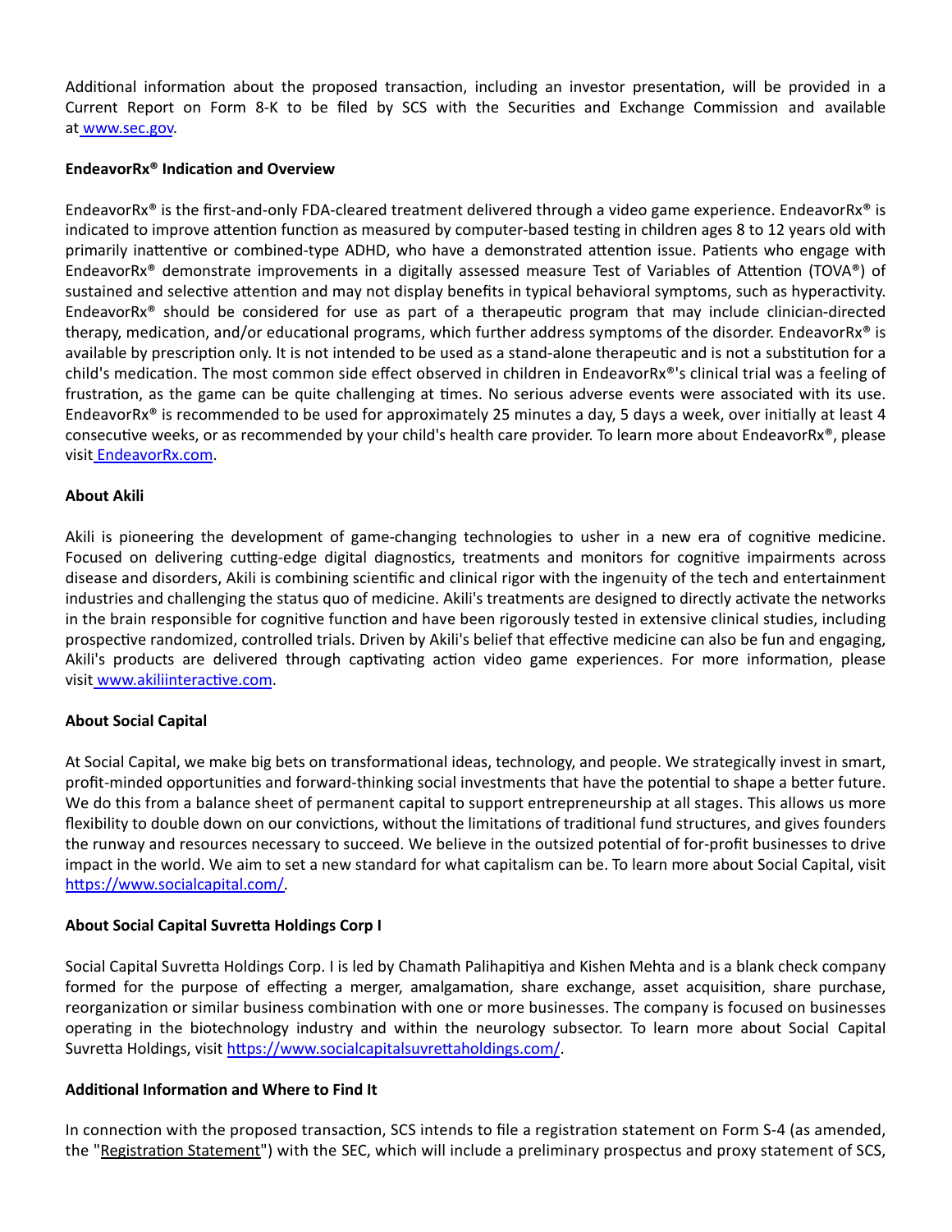Additional information about the proposed transaction, including an investor presentation, will be provided in a Current Report on Form 8-K to be filed by SCS with the Securities and Exchange Commission and available at www.sec.gov.

**EndeavorRx® Indication and Overview**

EndeavorRx® is the first-and-only FDA-cleared treatment delivered through a video game experience. EndeavorRx® is indicated to improve attention function as measured by computer-based testing in children ages 8 to 12 years old with primarily inattentive or combined-type ADHD, who have a demonstrated attention issue. Patients who engage with EndeavorRx® demonstrate improvements in a digitally assessed measure Test of Variables of Attention (TOVA®) of sustained and selective attention and may not display benefits in typical behavioral symptoms, such as hyperactivity. EndeavorRx® should be considered for use as part of a therapeutic program that may include clinician-directed therapy, medication, and/or educational programs, which further address symptoms of the disorder. EndeavorRx® is available by prescription only. It is not intended to be used as a stand-alone therapeutic and is not a substitution for a child's medication. The most common side effect observed in children in EndeavorRx®'s clinical trial was a feeling of frustration, as the game can be quite challenging at times. No serious adverse events were associated with its use. EndeavorRx® is recommended to be used for approximately 25 minutes a day, 5 days a week, over initially at least 4 consecutive weeks, or as recommended by your child's health care provider. To learn more about EndeavorRx®, please visit EndeavorRx.com.

**About Akili**

Akili is pioneering the development of game-changing technologies to usher in a new era of cognitive medicine. Focused on delivering cutting-edge digital diagnostics, treatments and monitors for cognitive impairments across disease and disorders, Akili is combining scientific and clinical rigor with the ingenuity of the tech and entertainment industries and challenging the status quo of medicine. Akili's treatments are designed to directly activate the networks in the brain responsible for cognitive function and have been rigorously tested in extensive clinical studies, including prospective randomized, controlled trials. Driven by Akili's belief that effective medicine can also be fun and engaging, Akili's products are delivered through captivating action video game experiences. For more information, please visit www.akiliinteractive.com.

**About Social Capital**

At Social Capital, we make big bets on transformational ideas, technology, and people. We strategically invest in smart, profit-minded opportunities and forward-thinking social investments that have the potential to shape a better future. We do this from a balance sheet of permanent capital to support entrepreneurship at all stages. This allows us more flexibility to double down on our convictions, without the limitations of traditional fund structures, and gives founders the runway and resources necessary to succeed. We believe in the outsized potential of for-profit businesses to drive impact in the world. We aim to set a new standard for what capitalism can be. To learn more about Social Capital, visit https://www.socialcapital.com/.

**About Social Capital Suvretta Holdings Corp I**

Social Capital Suvretta Holdings Corp. I is led by Chamath Palihapitiya and Kishen Mehta and is a blank check company formed for the purpose of effecting a merger, amalgamation, share exchange, asset acquisition, share purchase, reorganization or similar business combination with one or more businesses. The company is focused on businesses operating in the biotechnology industry and within the neurology subsector. To learn more about Social Capital Suvretta Holdings, visit https://www.socialcapitalsuvrettaholdings.com/.

**Additional Information and Where to Find It**

In connection with the proposed transaction, SCS intends to file a registration statement on Form S-4 (as amended, the "Registration Statement") with the SEC, which will include a preliminary prospectus and proxy statement of SCS,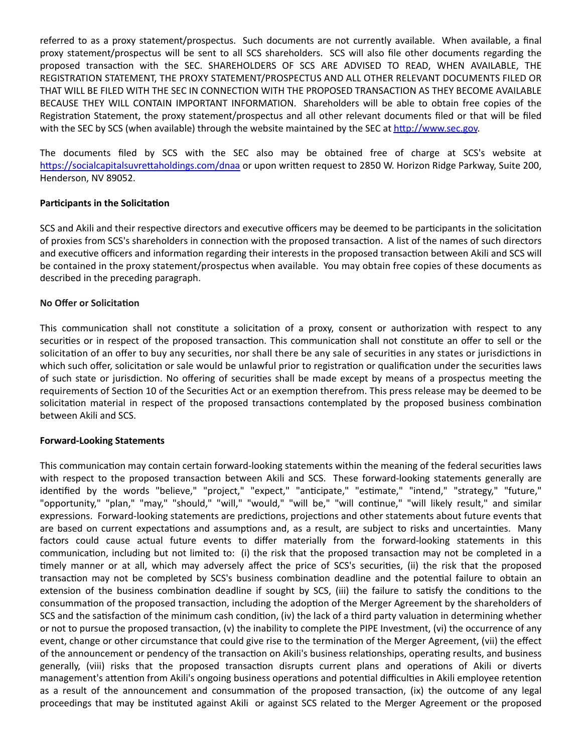referred to as a proxy statement/prospectus. Such documents are not currently available. When available, a final proxy statement/prospectus will be sent to all SCS shareholders. SCS will also file other documents regarding the proposed transaction with the SEC. SHAREHOLDERS OF SCS ARE ADVISED TO READ, WHEN AVAILABLE, THE REGISTRATION STATEMENT, THE PROXY STATEMENT/PROSPECTUS AND ALL OTHER RELEVANT DOCUMENTS FILED OR THAT WILL BE FILED WITH THE SEC IN CONNECTION WITH THE PROPOSED TRANSACTION AS THEY BECOME AVAILABLE BECAUSE THEY WILL CONTAIN IMPORTANT INFORMATION. Shareholders will be able to obtain free copies of the Registration Statement, the proxy statement/prospectus and all other relevant documents filed or that will be filed with the SEC by SCS (when available) through the website maintained by the SEC at http://www.sec.gov.

The documents filed by SCS with the SEC also may be obtained free of charge at SCS's website at https://socialcapitalsuvrettaholdings.com/dnaa or upon written request to 2850 W. Horizon Ridge Parkway, Suite 200, Henderson, NV 89052.

**Participants in the Solicitation**

SCS and Akili and their respective directors and executive officers may be deemed to be participants in the solicitation of proxies from SCS's shareholders in connection with the proposed transaction. A list of the names of such directors and executive officers and information regarding their interests in the proposed transaction between Akili and SCS will be contained in the proxy statement/prospectus when available. You may obtain free copies of these documents as described in the preceding paragraph.

**No Offer or Solicitation**

This communication shall not constitute a solicitation of a proxy, consent or authorization with respect to any securities or in respect of the proposed transaction. This communication shall not constitute an offer to sell or the solicitation of an offer to buy any securities, nor shall there be any sale of securities in any states or jurisdictions in which such offer, solicitation or sale would be unlawful prior to registration or qualification under the securities laws of such state or jurisdiction. No offering of securities shall be made except by means of a prospectus meeting the requirements of Section 10 of the Securities Act or an exemption therefrom. This press release may be deemed to be solicitation material in respect of the proposed transactions contemplated by the proposed business combination between Akili and SCS.

**Forward-Looking Statements**

This communication may contain certain forward-looking statements within the meaning of the federal securities laws with respect to the proposed transaction between Akili and SCS. These forward-looking statements generally are identified by the words "believe," "project," "expect," "anticipate," "estimate," "intend," "strategy," "future," "opportunity," "plan," "may," "should," "will," "would," "will be," "will continue," "will likely result," and similar expressions. Forward-looking statements are predictions, projections and other statements about future events that are based on current expectations and assumptions and, as a result, are subject to risks and uncertainties. Many factors could cause actual future events to differ materially from the forward-looking statements in this communication, including but not limited to: (i) the risk that the proposed transaction may not be completed in a timely manner or at all, which may adversely affect the price of SCS's securities, (ii) the risk that the proposed transaction may not be completed by SCS's business combination deadline and the potential failure to obtain an extension of the business combination deadline if sought by SCS, (iii) the failure to satisfy the conditions to the consummation of the proposed transaction, including the adoption of the Merger Agreement by the shareholders of SCS and the satisfaction of the minimum cash condition, (iv) the lack of a third party valuation in determining whether or not to pursue the proposed transaction, (v) the inability to complete the PIPE Investment, (vi) the occurrence of any event, change or other circumstance that could give rise to the termination of the Merger Agreement, (vii) the effect of the announcement or pendency of the transaction on Akili's business relationships, operating results, and business generally, (viii) risks that the proposed transaction disrupts current plans and operations of Akili or diverts management's attention from Akili's ongoing business operations and potential difficulties in Akili employee retention as a result of the announcement and consummation of the proposed transaction, (ix) the outcome of any legal proceedings that may be instituted against Akili or against SCS related to the Merger Agreement or the proposed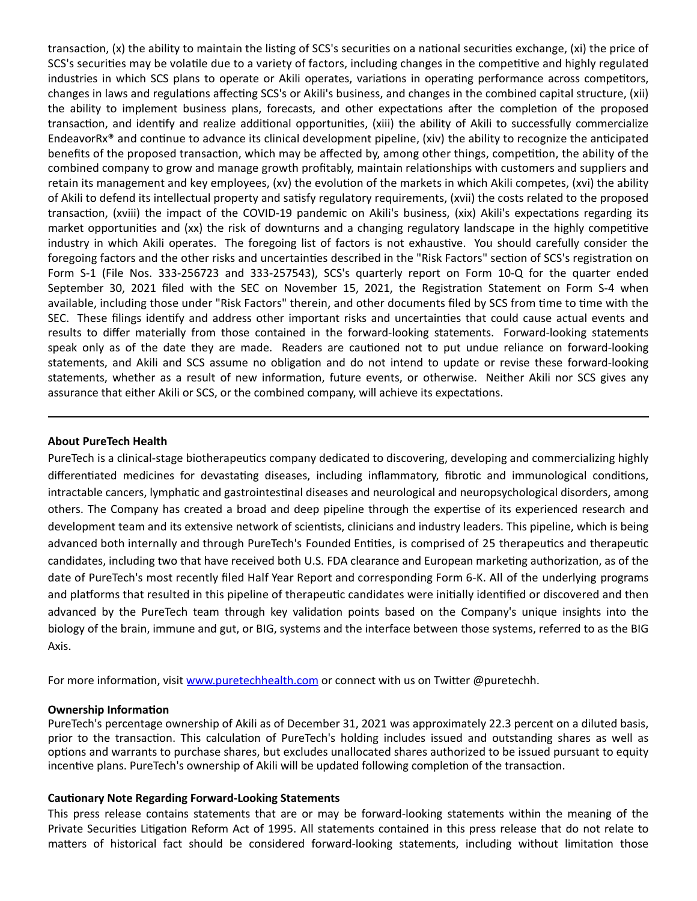transaction, (x) the ability to maintain the listing of SCS's securities on a national securities exchange, (xi) the price of SCS's securities may be volatile due to a variety of factors, including changes in the competitive and highly regulated industries in which SCS plans to operate or Akili operates, variations in operating performance across competitors, changes in laws and regulations affecting SCS's or Akili's business, and changes in the combined capital structure, (xii) the ability to implement business plans, forecasts, and other expectations after the completion of the proposed transaction, and identify and realize additional opportunities, (xiii) the ability of Akili to successfully commercialize EndeavorRx® and continue to advance its clinical development pipeline, (xiv) the ability to recognize the anticipated benefits of the proposed transaction, which may be affected by, among other things, competition, the ability of the combined company to grow and manage growth profitably, maintain relationships with customers and suppliers and retain its management and key employees, (xv) the evolution of the markets in which Akili competes, (xvi) the ability of Akili to defend its intellectual property and satisfy regulatory requirements, (xvii) the costs related to the proposed transaction, (xviii) the impact of the COVID-19 pandemic on Akili's business, (xix) Akili's expectations regarding its market opportunities and (xx) the risk of downturns and a changing regulatory landscape in the highly competitive industry in which Akili operates. The foregoing list of factors is not exhaustive. You should carefully consider the foregoing factors and the other risks and uncertainties described in the "Risk Factors" section of SCS's registration on Form S-1 (File Nos. 333-256723 and 333-257543), SCS's quarterly report on Form 10-Q for the quarter ended September 30, 2021 filed with the SEC on November 15, 2021, the Registration Statement on Form S-4 when available, including those under "Risk Factors" therein, and other documents filed by SCS from time to time with the SEC. These filings identify and address other important risks and uncertainties that could cause actual events and results to differ materially from those contained in the forward-looking statements. Forward-looking statements speak only as of the date they are made. Readers are cautioned not to put undue reliance on forward-looking statements, and Akili and SCS assume no obligation and do not intend to update or revise these forward-looking statements, whether as a result of new information, future events, or otherwise. Neither Akili nor SCS gives any assurance that either Akili or SCS, or the combined company, will achieve its expectations.

---

**About PureTech Health**

PureTech is a clinical-stage biotherapeutics company dedicated to discovering, developing and commercializing highly differentiated medicines for devastating diseases, including inflammatory, fibrotic and immunological conditions, intractable cancers, lymphatic and gastrointestinal diseases and neurological and neuropsychological disorders, among others. The Company has created a broad and deep pipeline through the expertise of its experienced research and development team and its extensive network of scientists, clinicians and industry leaders. This pipeline, which is being advanced both internally and through PureTech's Founded Entities, is comprised of 25 therapeutics and therapeutic candidates, including two that have received both U.S. FDA clearance and European marketing authorization, as of the date of PureTech's most recently filed Half Year Report and corresponding Form 6-K. All of the underlying programs and platforms that resulted in this pipeline of therapeutic candidates were initially identified or discovered and then advanced by the PureTech team through key validation points based on the Company's unique insights into the biology of the brain, immune and gut, or BIG, systems and the interface between those systems, referred to as the BIG Axis.

For more information, visit [www.puretechhealth.com](http://www.puretechhealth.com) or connect with us on Twitter @puretechh.

**Ownership Information**

PureTech's percentage ownership of Akili as of December 31, 2021 was approximately 22.3 percent on a diluted basis, prior to the transaction. This calculation of PureTech's holding includes issued and outstanding shares as well as options and warrants to purchase shares, but excludes unallocated shares authorized to be issued pursuant to equity incentive plans. PureTech's ownership of Akili will be updated following completion of the transaction.

**Cautionary Note Regarding Forward-Looking Statements**

This press release contains statements that are or may be forward-looking statements within the meaning of the Private Securities Litigation Reform Act of 1995. All statements contained in this press release that do not relate to matters of historical fact should be considered forward-looking statements, including without limitation those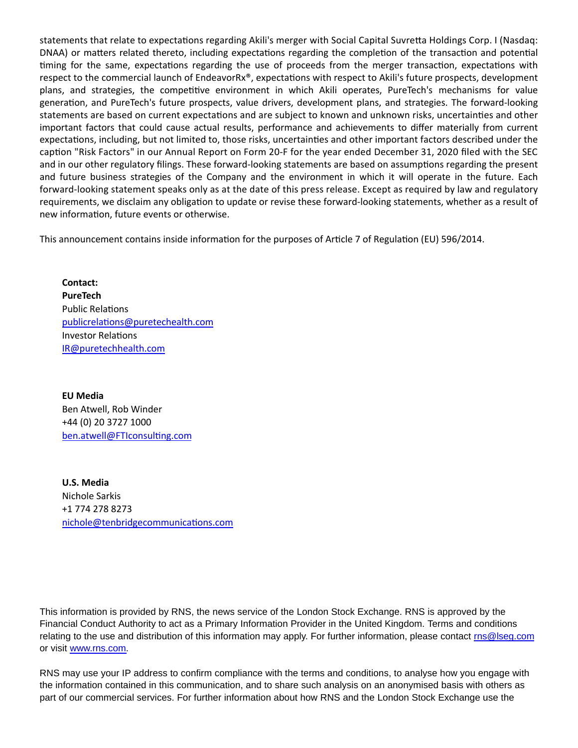statements that relate to expectations regarding Akili's merger with Social Capital Suvretta Holdings Corp. I (Nasdaq: DNAA) or matters related thereto, including expectations regarding the completion of the transaction and potential timing for the same, expectations regarding the use of proceeds from the merger transaction, expectations with respect to the commercial launch of EndeavorRx®, expectations with respect to Akili's future prospects, development plans, and strategies, the competitive environment in which Akili operates, PureTech's mechanisms for value generation, and PureTech's future prospects, value drivers, development plans, and strategies. The forward-looking statements are based on current expectations and are subject to known and unknown risks, uncertainties and other important factors that could cause actual results, performance and achievements to differ materially from current expectations, including, but not limited to, those risks, uncertainties and other important factors described under the caption "Risk Factors" in our Annual Report on Form 20-F for the year ended December 31, 2020 filed with the SEC and in our other regulatory filings. These forward-looking statements are based on assumptions regarding the present and future business strategies of the Company and the environment in which it will operate in the future. Each forward-looking statement speaks only as at the date of this press release. Except as required by law and regulatory requirements, we disclaim any obligation to update or revise these forward-looking statements, whether as a result of new information, future events or otherwise.

This announcement contains inside information for the purposes of Article 7 of Regulation (EU) 596/2014.

**Contact:**
**PureTech**
Public Relations
publicrelations@puretechealth.com
Investor Relations
IR@puretechhealth.com

**EU Media**
Ben Atwell, Rob Winder
+44 (0) 20 3727 1000
ben.atwell@FTIconsulting.com

**U.S. Media**
Nichole Sarkis
+1 774 278 8273
nichole@tenbridgecommunications.com

This information is provided by RNS, the news service of the London Stock Exchange. RNS is approved by the Financial Conduct Authority to act as a Primary Information Provider in the United Kingdom. Terms and conditions relating to the use and distribution of this information may apply. For further information, please contact rns@lseg.com or visit www.rns.com.

RNS may use your IP address to confirm compliance with the terms and conditions, to analyse how you engage with the information contained in this communication, and to share such analysis on an anonymised basis with others as part of our commercial services. For further information about how RNS and the London Stock Exchange use the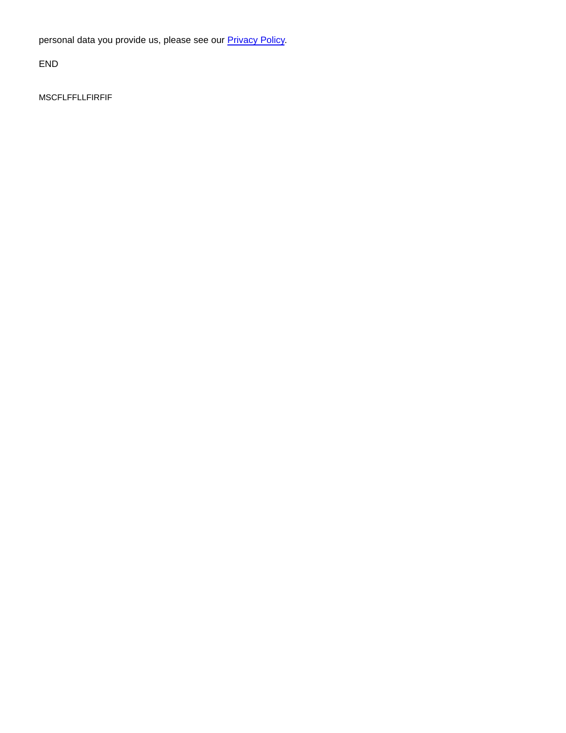personal data you provide us, please see our [Privacy Policy](Privacy Policy).

END

MSCFLFFLLFIRFIF